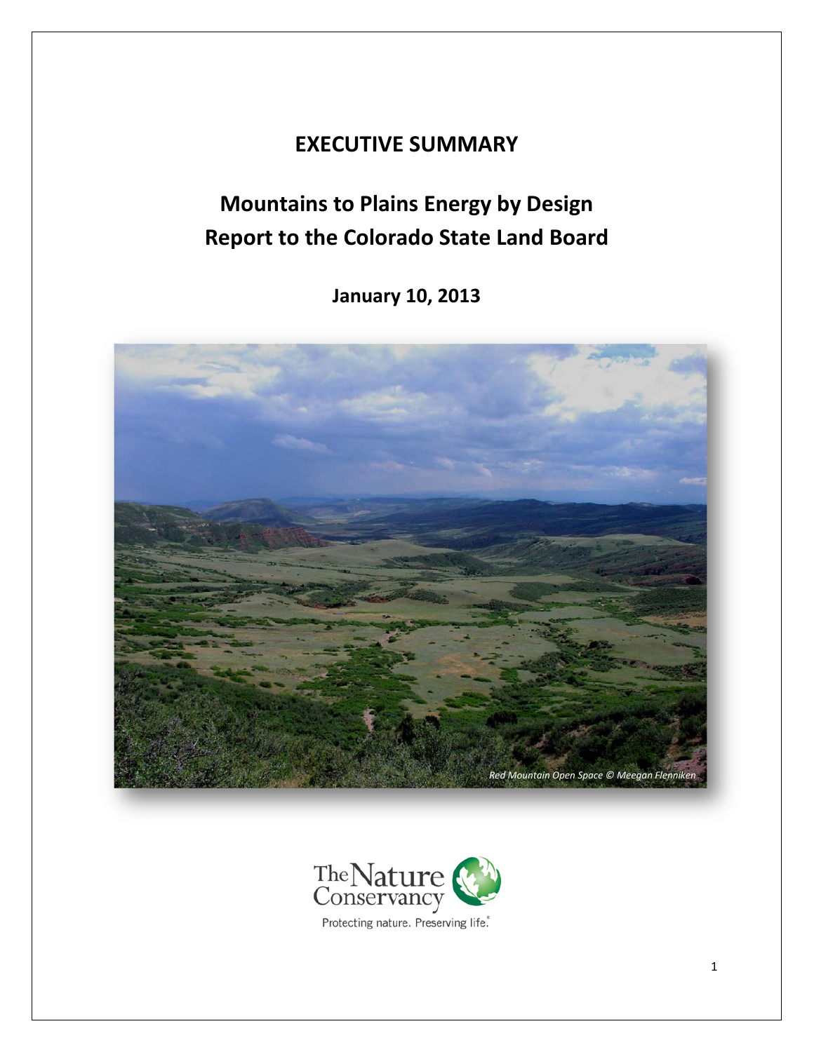# EXECUTIVE SUMMARY

## Mountains to Plains Energy by Design
## Report to the Colorado State Land Board

**January 10, 2013**

*Red Mountain Open Space © Meegan Flenniken*

The Nature Conservancy

Protecting nature. Preserving life.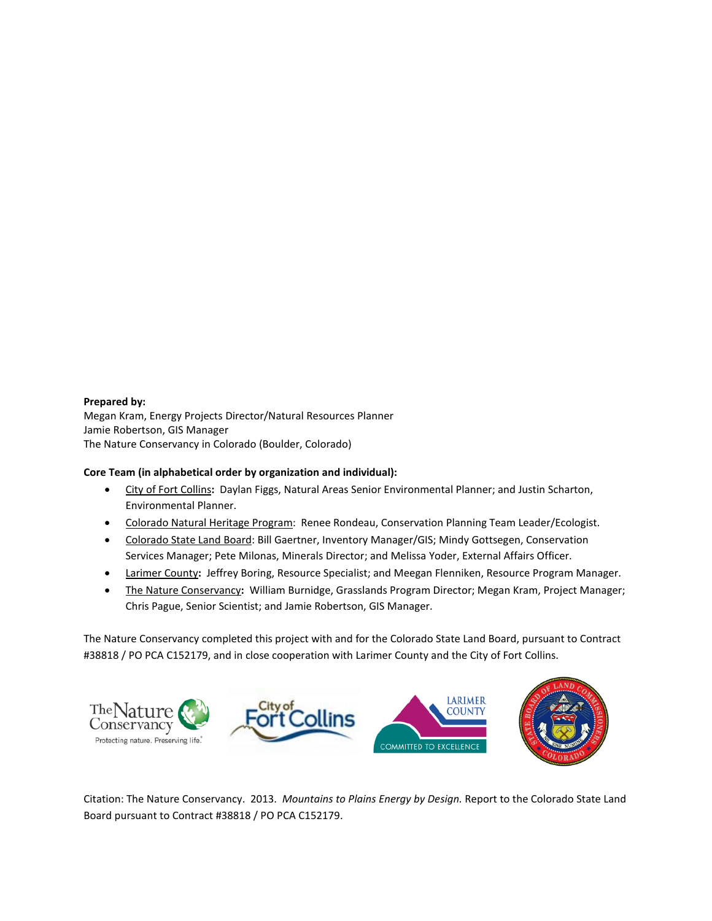**Prepared by:**
Megan Kram, Energy Projects Director/Natural Resources Planner
Jamie Robertson, GIS Manager
The Nature Conservancy in Colorado (Boulder, Colorado)

**Core Team (in alphabetical order by organization and individual):**

- City of Fort Collins**:** Daylan Figgs, Natural Areas Senior Environmental Planner; and Justin Scharton, Environmental Planner.
- Colorado Natural Heritage Program: Renee Rondeau, Conservation Planning Team Leader/Ecologist.
- Colorado State Land Board: Bill Gaertner, Inventory Manager/GIS; Mindy Gottsegen, Conservation Services Manager; Pete Milonas, Minerals Director; and Melissa Yoder, External Affairs Officer.
- Larimer County**:** Jeffrey Boring, Resource Specialist; and Meegan Flenniken, Resource Program Manager.
- The Nature Conservancy**:** William Burnidge, Grasslands Program Director; Megan Kram, Project Manager; Chris Pague, Senior Scientist; and Jamie Robertson, GIS Manager.

The Nature Conservancy completed this project with and for the Colorado State Land Board, pursuant to Contract #38818 / PO PCA C152179, and in close cooperation with Larimer County and the City of Fort Collins.

Citation: The Nature Conservancy. 2013. *Mountains to Plains Energy by Design.* Report to the Colorado State Land Board pursuant to Contract #38818 / PO PCA C152179.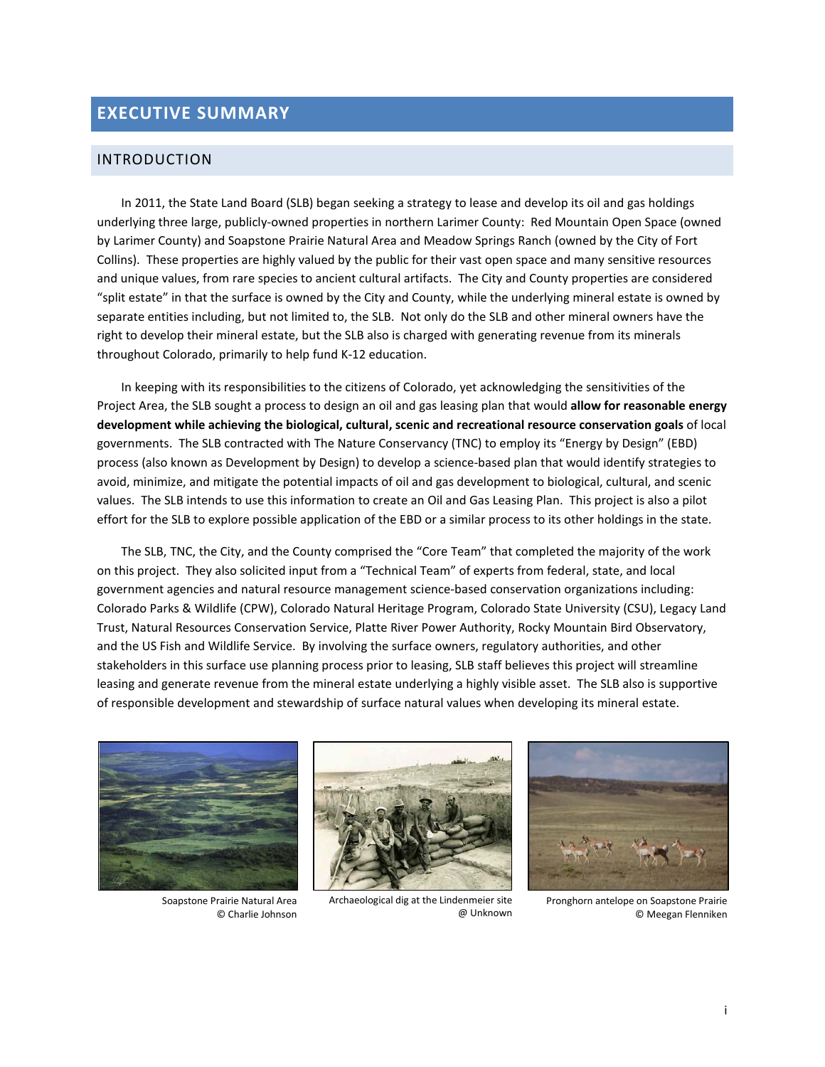# EXECUTIVE SUMMARY

## INTRODUCTION

In 2011, the State Land Board (SLB) began seeking a strategy to lease and develop its oil and gas holdings underlying three large, publicly-owned properties in northern Larimer County: Red Mountain Open Space (owned by Larimer County) and Soapstone Prairie Natural Area and Meadow Springs Ranch (owned by the City of Fort Collins). These properties are highly valued by the public for their vast open space and many sensitive resources and unique values, from rare species to ancient cultural artifacts. The City and County properties are considered "split estate" in that the surface is owned by the City and County, while the underlying mineral estate is owned by separate entities including, but not limited to, the SLB. Not only do the SLB and other mineral owners have the right to develop their mineral estate, but the SLB also is charged with generating revenue from its minerals throughout Colorado, primarily to help fund K-12 education.

In keeping with its responsibilities to the citizens of Colorado, yet acknowledging the sensitivities of the Project Area, the SLB sought a process to design an oil and gas leasing plan that would **allow for reasonable energy development while achieving the biological, cultural, scenic and recreational resource conservation goals** of local governments. The SLB contracted with The Nature Conservancy (TNC) to employ its "Energy by Design" (EBD) process (also known as Development by Design) to develop a science-based plan that would identify strategies to avoid, minimize, and mitigate the potential impacts of oil and gas development to biological, cultural, and scenic values. The SLB intends to use this information to create an Oil and Gas Leasing Plan. This project is also a pilot effort for the SLB to explore possible application of the EBD or a similar process to its other holdings in the state.

The SLB, TNC, the City, and the County comprised the "Core Team" that completed the majority of the work on this project. They also solicited input from a "Technical Team" of experts from federal, state, and local government agencies and natural resource management science-based conservation organizations including: Colorado Parks & Wildlife (CPW), Colorado Natural Heritage Program, Colorado State University (CSU), Legacy Land Trust, Natural Resources Conservation Service, Platte River Power Authority, Rocky Mountain Bird Observatory, and the US Fish and Wildlife Service. By involving the surface owners, regulatory authorities, and other stakeholders in this surface use planning process prior to leasing, SLB staff believes this project will streamline leasing and generate revenue from the mineral estate underlying a highly visible asset. The SLB also is supportive of responsible development and stewardship of surface natural values when developing its mineral estate.

Soapstone Prairie Natural Area © Charlie Johnson

Archaeological dig at the Lindenmeier site @ Unknown

Pronghorn antelope on Soapstone Prairie © Meegan Flenniken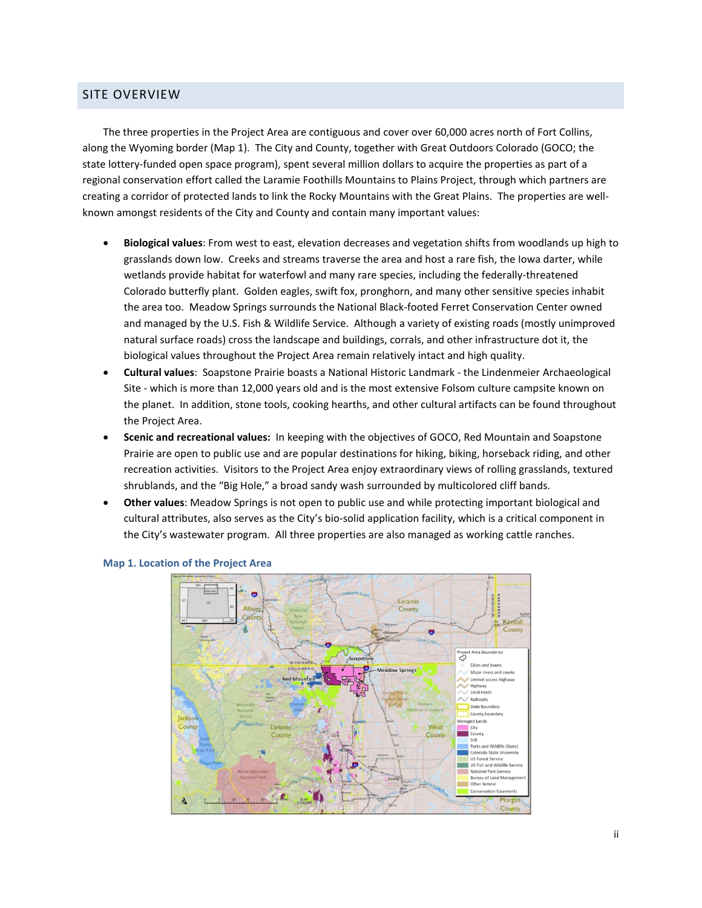## SITE OVERVIEW

The three properties in the Project Area are contiguous and cover over 60,000 acres north of Fort Collins, along the Wyoming border (Map 1). The City and County, together with Great Outdoors Colorado (GOCO; the state lottery-funded open space program), spent several million dollars to acquire the properties as part of a regional conservation effort called the Laramie Foothills Mountains to Plains Project, through which partners are creating a corridor of protected lands to link the Rocky Mountains with the Great Plains. The properties are well-known amongst residents of the City and County and contain many important values:

- **Biological values**: From west to east, elevation decreases and vegetation shifts from woodlands up high to grasslands down low. Creeks and streams traverse the area and host a rare fish, the Iowa darter, while wetlands provide habitat for waterfowl and many rare species, including the federally-threatened Colorado butterfly plant. Golden eagles, swift fox, pronghorn, and many other sensitive species inhabit the area too. Meadow Springs surrounds the National Black-footed Ferret Conservation Center owned and managed by the U.S. Fish & Wildlife Service. Although a variety of existing roads (mostly unimproved natural surface roads) cross the landscape and buildings, corrals, and other infrastructure dot it, the biological values throughout the Project Area remain relatively intact and high quality.
- **Cultural values**: Soapstone Prairie boasts a National Historic Landmark - the Lindenmeier Archaeological Site - which is more than 12,000 years old and is the most extensive Folsom culture campsite known on the planet. In addition, stone tools, cooking hearths, and other cultural artifacts can be found throughout the Project Area.
- **Scenic and recreational values:** In keeping with the objectives of GOCO, Red Mountain and Soapstone Prairie are open to public use and are popular destinations for hiking, biking, horseback riding, and other recreation activities. Visitors to the Project Area enjoy extraordinary views of rolling grasslands, textured shrublands, and the "Big Hole," a broad sandy wash surrounded by multicolored cliff bands.
- **Other values**: Meadow Springs is not open to public use and while protecting important biological and cultural attributes, also serves as the City's bio-solid application facility, which is a critical component in the City's wastewater program. All three properties are also managed as working cattle ranches.

**Map 1. Location of the Project Area**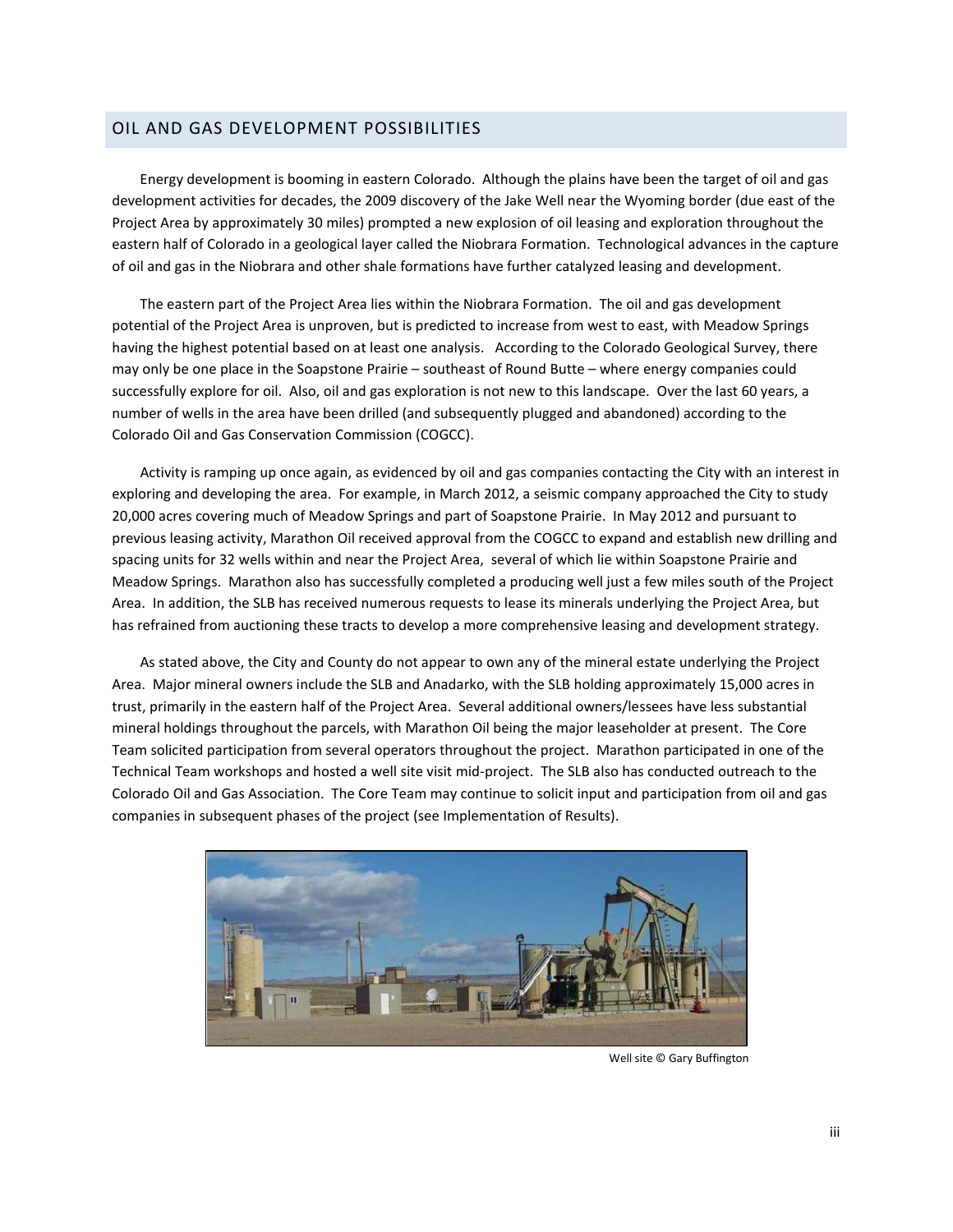## OIL AND GAS DEVELOPMENT POSSIBILITIES

Energy development is booming in eastern Colorado. Although the plains have been the target of oil and gas development activities for decades, the 2009 discovery of the Jake Well near the Wyoming border (due east of the Project Area by approximately 30 miles) prompted a new explosion of oil leasing and exploration throughout the eastern half of Colorado in a geological layer called the Niobrara Formation. Technological advances in the capture of oil and gas in the Niobrara and other shale formations have further catalyzed leasing and development.

The eastern part of the Project Area lies within the Niobrara Formation. The oil and gas development potential of the Project Area is unproven, but is predicted to increase from west to east, with Meadow Springs having the highest potential based on at least one analysis. According to the Colorado Geological Survey, there may only be one place in the Soapstone Prairie – southeast of Round Butte – where energy companies could successfully explore for oil. Also, oil and gas exploration is not new to this landscape. Over the last 60 years, a number of wells in the area have been drilled (and subsequently plugged and abandoned) according to the Colorado Oil and Gas Conservation Commission (COGCC).

Activity is ramping up once again, as evidenced by oil and gas companies contacting the City with an interest in exploring and developing the area. For example, in March 2012, a seismic company approached the City to study 20,000 acres covering much of Meadow Springs and part of Soapstone Prairie. In May 2012 and pursuant to previous leasing activity, Marathon Oil received approval from the COGCC to expand and establish new drilling and spacing units for 32 wells within and near the Project Area, several of which lie within Soapstone Prairie and Meadow Springs. Marathon also has successfully completed a producing well just a few miles south of the Project Area. In addition, the SLB has received numerous requests to lease its minerals underlying the Project Area, but has refrained from auctioning these tracts to develop a more comprehensive leasing and development strategy.

As stated above, the City and County do not appear to own any of the mineral estate underlying the Project Area. Major mineral owners include the SLB and Anadarko, with the SLB holding approximately 15,000 acres in trust, primarily in the eastern half of the Project Area. Several additional owners/lessees have less substantial mineral holdings throughout the parcels, with Marathon Oil being the major leaseholder at present. The Core Team solicited participation from several operators throughout the project. Marathon participated in one of the Technical Team workshops and hosted a well site visit mid-project. The SLB also has conducted outreach to the Colorado Oil and Gas Association. The Core Team may continue to solicit input and participation from oil and gas companies in subsequent phases of the project (see Implementation of Results).

Well site © Gary Buffington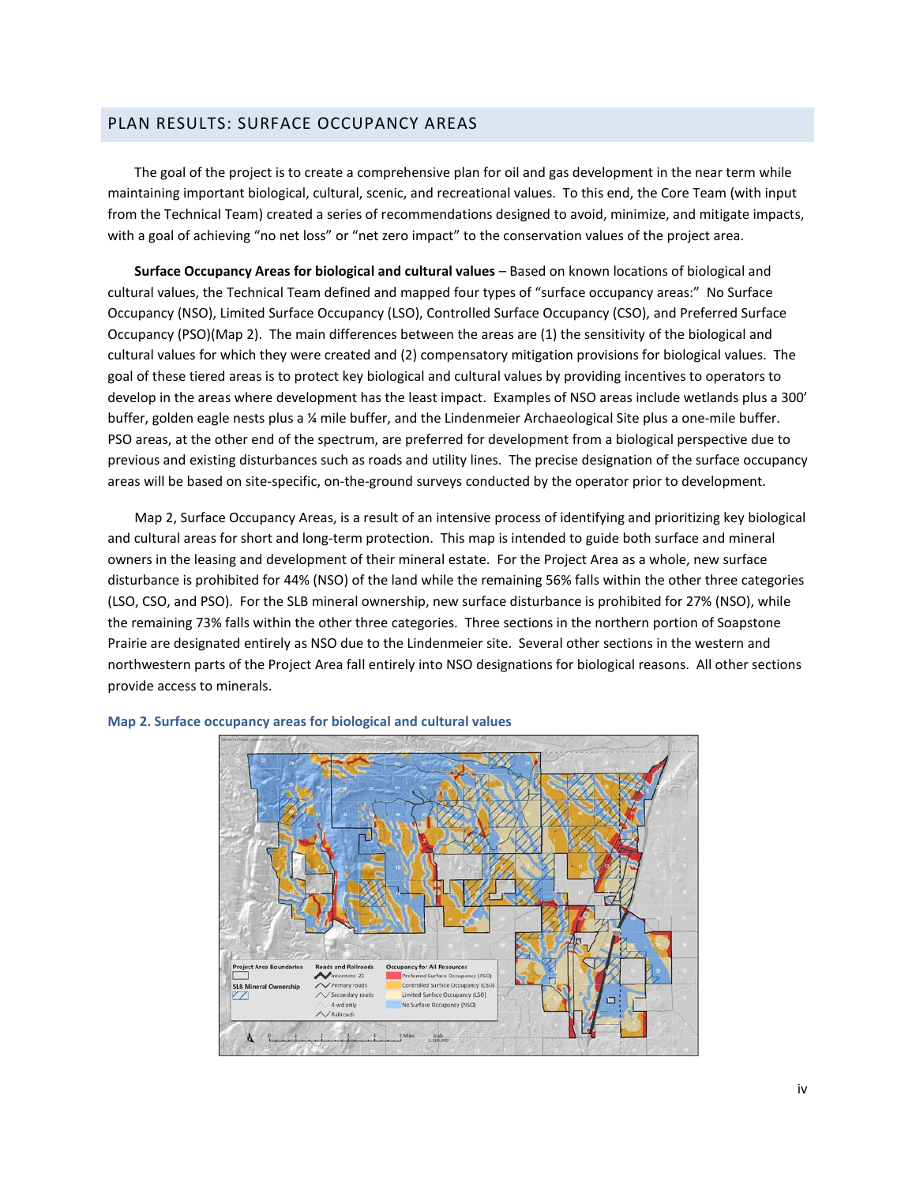## PLAN RESULTS: SURFACE OCCUPANCY AREAS

The goal of the project is to create a comprehensive plan for oil and gas development in the near term while maintaining important biological, cultural, scenic, and recreational values. To this end, the Core Team (with input from the Technical Team) created a series of recommendations designed to avoid, minimize, and mitigate impacts, with a goal of achieving "no net loss" or "net zero impact" to the conservation values of the project area.

**Surface Occupancy Areas for biological and cultural values** – Based on known locations of biological and cultural values, the Technical Team defined and mapped four types of "surface occupancy areas:" No Surface Occupancy (NSO), Limited Surface Occupancy (LSO), Controlled Surface Occupancy (CSO), and Preferred Surface Occupancy (PSO)(Map 2). The main differences between the areas are (1) the sensitivity of the biological and cultural values for which they were created and (2) compensatory mitigation provisions for biological values. The goal of these tiered areas is to protect key biological and cultural values by providing incentives to operators to develop in the areas where development has the least impact. Examples of NSO areas include wetlands plus a 300' buffer, golden eagle nests plus a ¼ mile buffer, and the Lindenmeier Archaeological Site plus a one-mile buffer. PSO areas, at the other end of the spectrum, are preferred for development from a biological perspective due to previous and existing disturbances such as roads and utility lines. The precise designation of the surface occupancy areas will be based on site-specific, on-the-ground surveys conducted by the operator prior to development.

Map 2, Surface Occupancy Areas, is a result of an intensive process of identifying and prioritizing key biological and cultural areas for short and long-term protection. This map is intended to guide both surface and mineral owners in the leasing and development of their mineral estate. For the Project Area as a whole, new surface disturbance is prohibited for 44% (NSO) of the land while the remaining 56% falls within the other three categories (LSO, CSO, and PSO). For the SLB mineral ownership, new surface disturbance is prohibited for 27% (NSO), while the remaining 73% falls within the other three categories. Three sections in the northern portion of Soapstone Prairie are designated entirely as NSO due to the Lindenmeier site. Several other sections in the western and northwestern parts of the Project Area fall entirely into NSO designations for biological reasons. All other sections provide access to minerals.

**Map 2. Surface occupancy areas for biological and cultural values**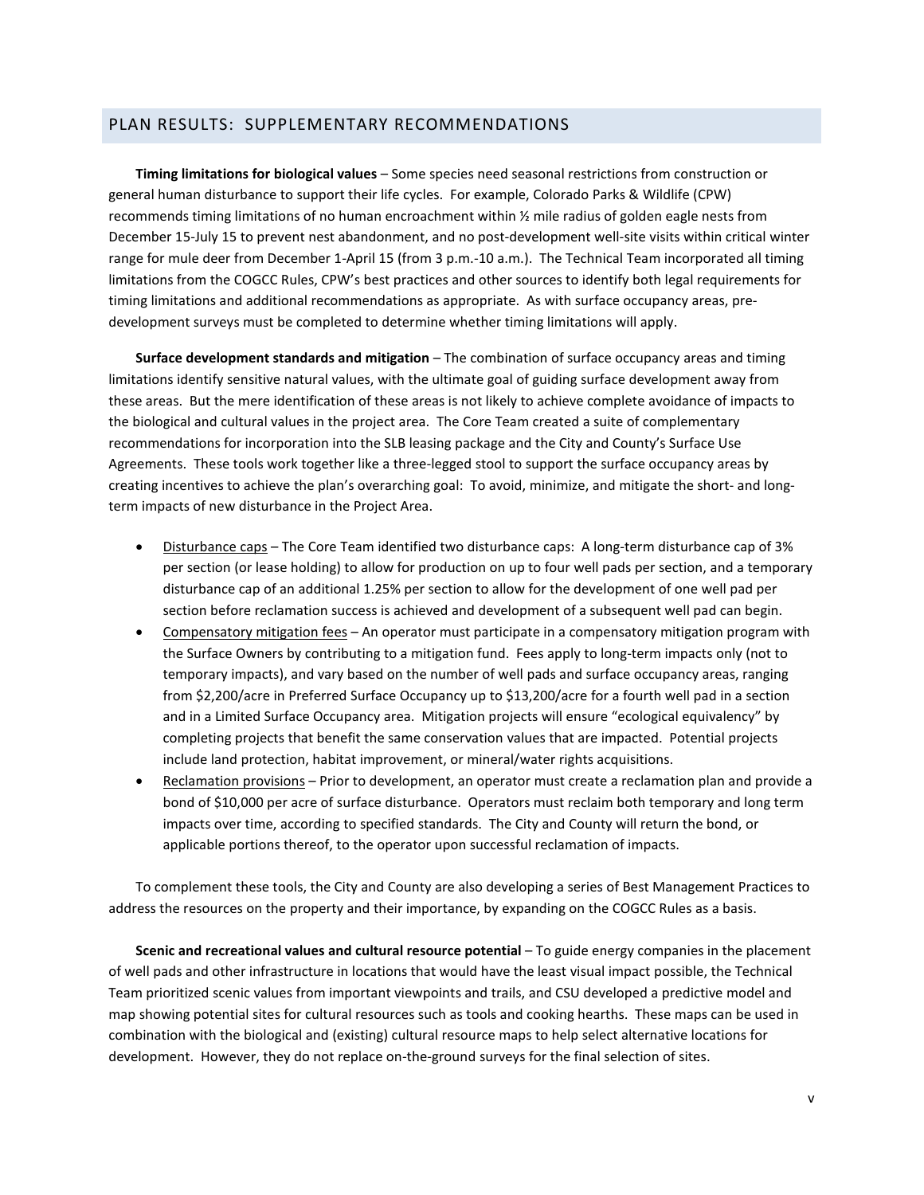## PLAN RESULTS: SUPPLEMENTARY RECOMMENDATIONS

**Timing limitations for biological values** – Some species need seasonal restrictions from construction or general human disturbance to support their life cycles. For example, Colorado Parks & Wildlife (CPW) recommends timing limitations of no human encroachment within ½ mile radius of golden eagle nests from December 15-July 15 to prevent nest abandonment, and no post-development well-site visits within critical winter range for mule deer from December 1-April 15 (from 3 p.m.-10 a.m.). The Technical Team incorporated all timing limitations from the COGCC Rules, CPW's best practices and other sources to identify both legal requirements for timing limitations and additional recommendations as appropriate. As with surface occupancy areas, pre-development surveys must be completed to determine whether timing limitations will apply.

**Surface development standards and mitigation** – The combination of surface occupancy areas and timing limitations identify sensitive natural values, with the ultimate goal of guiding surface development away from these areas. But the mere identification of these areas is not likely to achieve complete avoidance of impacts to the biological and cultural values in the project area. The Core Team created a suite of complementary recommendations for incorporation into the SLB leasing package and the City and County's Surface Use Agreements. These tools work together like a three-legged stool to support the surface occupancy areas by creating incentives to achieve the plan's overarching goal: To avoid, minimize, and mitigate the short- and long-term impacts of new disturbance in the Project Area.

- Disturbance caps – The Core Team identified two disturbance caps: A long-term disturbance cap of 3% per section (or lease holding) to allow for production on up to four well pads per section, and a temporary disturbance cap of an additional 1.25% per section to allow for the development of one well pad per section before reclamation success is achieved and development of a subsequent well pad can begin.
- Compensatory mitigation fees – An operator must participate in a compensatory mitigation program with the Surface Owners by contributing to a mitigation fund. Fees apply to long-term impacts only (not to temporary impacts), and vary based on the number of well pads and surface occupancy areas, ranging from $2,200/acre in Preferred Surface Occupancy up to $13,200/acre for a fourth well pad in a section and in a Limited Surface Occupancy area. Mitigation projects will ensure "ecological equivalency" by completing projects that benefit the same conservation values that are impacted. Potential projects include land protection, habitat improvement, or mineral/water rights acquisitions.
- Reclamation provisions – Prior to development, an operator must create a reclamation plan and provide a bond of $10,000 per acre of surface disturbance. Operators must reclaim both temporary and long term impacts over time, according to specified standards. The City and County will return the bond, or applicable portions thereof, to the operator upon successful reclamation of impacts.

To complement these tools, the City and County are also developing a series of Best Management Practices to address the resources on the property and their importance, by expanding on the COGCC Rules as a basis.

**Scenic and recreational values and cultural resource potential** – To guide energy companies in the placement of well pads and other infrastructure in locations that would have the least visual impact possible, the Technical Team prioritized scenic values from important viewpoints and trails, and CSU developed a predictive model and map showing potential sites for cultural resources such as tools and cooking hearths. These maps can be used in combination with the biological and (existing) cultural resource maps to help select alternative locations for development. However, they do not replace on-the-ground surveys for the final selection of sites.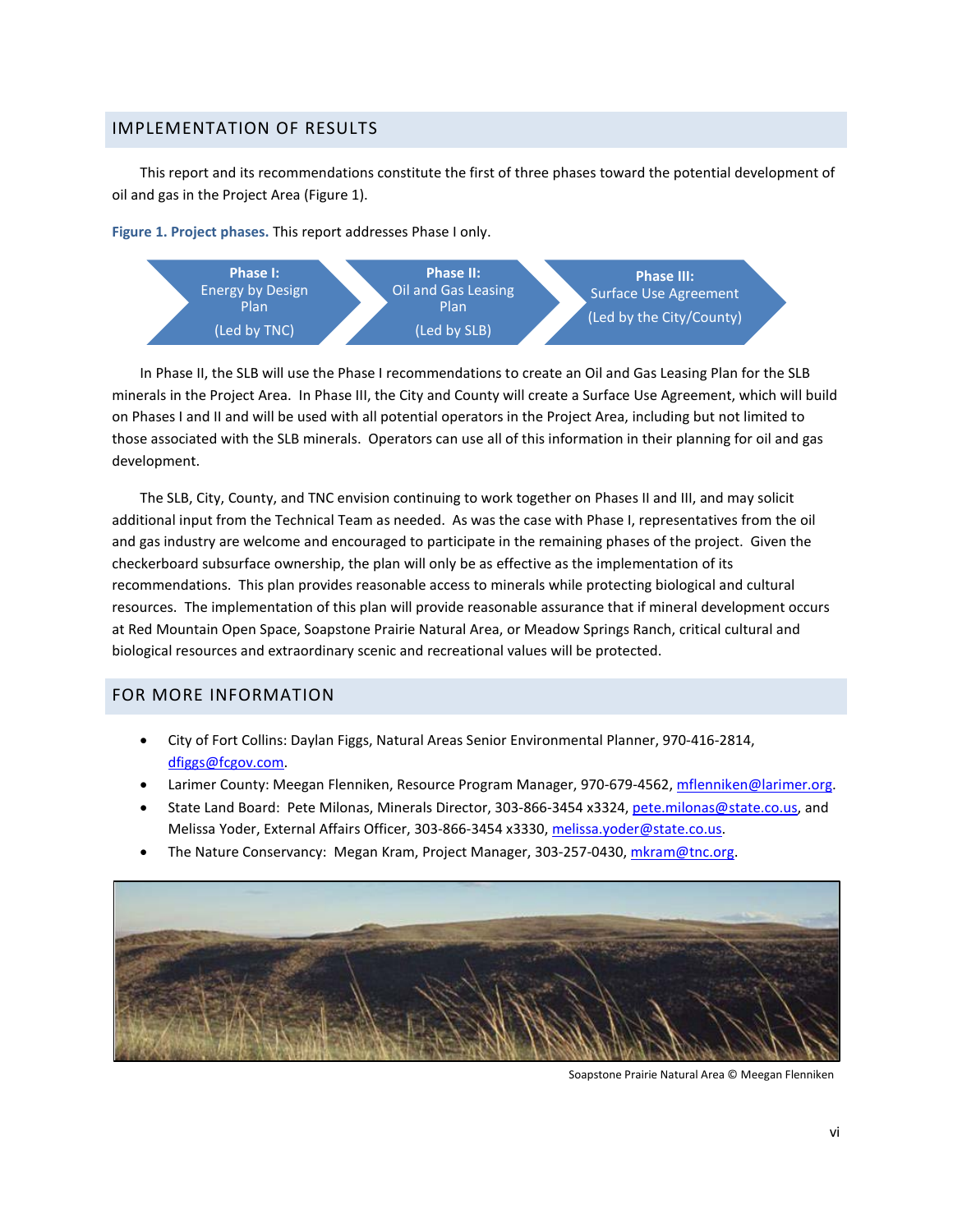## IMPLEMENTATION OF RESULTS

This report and its recommendations constitute the first of three phases toward the potential development of oil and gas in the Project Area (Figure 1).

**Figure 1. Project phases.** This report addresses Phase I only.

**Phase I:**
Energy by Design Plan
(Led by TNC)

**Phase II:**
Oil and Gas Leasing Plan
(Led by SLB)

**Phase III:**
Surface Use Agreement
(Led by the City/County)

In Phase II, the SLB will use the Phase I recommendations to create an Oil and Gas Leasing Plan for the SLB minerals in the Project Area. In Phase III, the City and County will create a Surface Use Agreement, which will build on Phases I and II and will be used with all potential operators in the Project Area, including but not limited to those associated with the SLB minerals. Operators can use all of this information in their planning for oil and gas development.

The SLB, City, County, and TNC envision continuing to work together on Phases II and III, and may solicit additional input from the Technical Team as needed. As was the case with Phase I, representatives from the oil and gas industry are welcome and encouraged to participate in the remaining phases of the project. Given the checkerboard subsurface ownership, the plan will only be as effective as the implementation of its recommendations. This plan provides reasonable access to minerals while protecting biological and cultural resources. The implementation of this plan will provide reasonable assurance that if mineral development occurs at Red Mountain Open Space, Soapstone Prairie Natural Area, or Meadow Springs Ranch, critical cultural and biological resources and extraordinary scenic and recreational values will be protected.

## FOR MORE INFORMATION

- City of Fort Collins: Daylan Figgs, Natural Areas Senior Environmental Planner, 970-416-2814, dfiggs@fcgov.com.
- Larimer County: Meegan Flenniken, Resource Program Manager, 970-679-4562, mflenniken@larimer.org.
- State Land Board: Pete Milonas, Minerals Director, 303-866-3454 x3324, pete.milonas@state.co.us, and Melissa Yoder, External Affairs Officer, 303-866-3454 x3330, melissa.yoder@state.co.us.
- The Nature Conservancy: Megan Kram, Project Manager, 303-257-0430, mkram@tnc.org.

Soapstone Prairie Natural Area © Meegan Flenniken